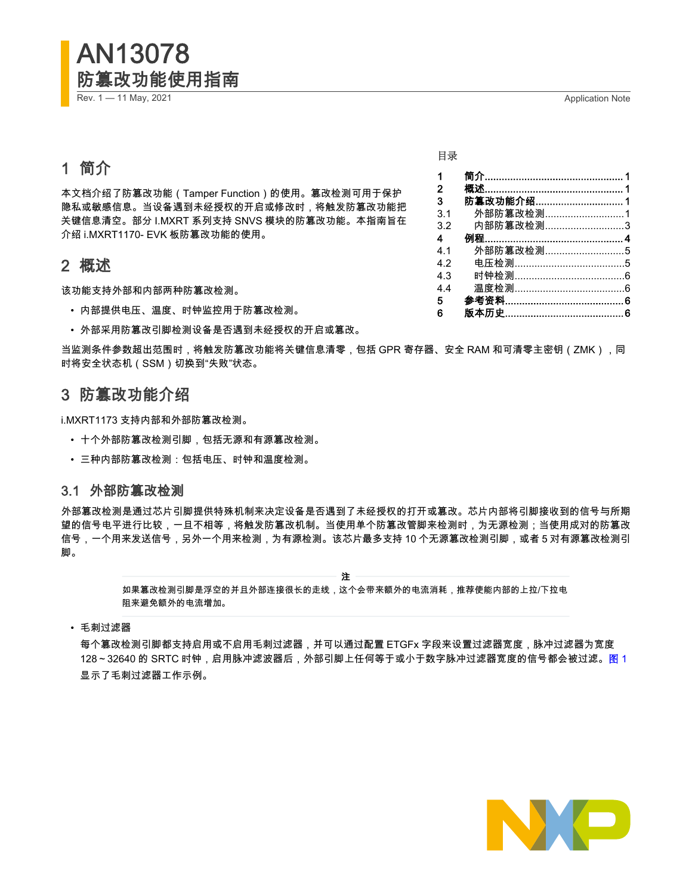# AN13078

## 防篡改功能使用指南

Rev. 1 — 11 May, 2021 Application Note

目录

| | | |
|---|---|---|
| 1 | 简介 | 1 |
| 2 | 概述 | 1 |
| 3 | 防篡改功能介绍 | 1 |
| 3.1 | 外部防篡改检测 | 1 |
| 3.2 | 内部防篡改检测 | 3 |
| 4 | 例程 | 4 |
| 4.1 | 外部防篡改检测 | 5 |
| 4.2 | 电压检测 | 5 |
| 4.3 | 时钟检测 | 6 |
| 4.4 | 温度检测 | 6 |
| 5 | 参考资料 | 6 |
| 6 | 版本历史 | 6 |

## 1 简介

本文档介绍了防篡改功能（Tamper Function）的使用。篡改检测可用于保护隐私或敏感信息。当设备遇到未经授权的开启或修改时，将触发防篡改功能把关键信息清空。部分 I.MXRT 系列支持 SNVS 模块的防篡改功能。本指南旨在介绍 i.MXRT1170- EVK 板防篡改功能的使用。

## 2 概述

该功能支持外部和内部两种防篡改检测。

- 内部提供电压、温度、时钟监控用于防篡改检测。
- 外部采用防篡改引脚检测设备是否遇到未经授权的开启或篡改。

当监测条件参数超出范围时，将触发防篡改功能将关键信息清零，包括 GPR 寄存器、安全 RAM 和可清零主密钥（ZMK），同时将安全状态机（SSM）切换到"失败"状态。

## 3 防篡改功能介绍

i.MXRT1173 支持内部和外部防篡改检测。

- 十个外部防篡改检测引脚，包括无源和有源篡改检测。
- 三种内部防篡改检测：包括电压、时钟和温度检测。

### 3.1 外部防篡改检测

外部篡改检测是通过芯片引脚提供特殊机制来决定设备是否遇到了未经授权的打开或篡改。芯片内部将引脚接收到的信号与所期望的信号电平进行比较，一旦不相等，将触发防篡改机制。当使用单个防篡改管脚来检测时，为无源检测；当使用成对的防篡改信号，一个用来发送信号，另外一个用来检测，为有源检测。该芯片最多支持 10 个无源篡改检测引脚，或者 5 对有源篡改检测引脚。

**注**

如果篡改检测引脚是浮空的并且外部连接很长的走线，这个会带来额外的电流消耗，推荐使能内部的上拉/下拉电阻来避免额外的电流增加。

- 毛刺过滤器

  每个篡改检测引脚都支持启用或不启用毛刺过滤器，并可以通过配置 ETGFx 字段来设置过滤器宽度，脉冲过滤器为宽度 128 ~ 32640 的 SRTC 时钟，启用脉冲滤波器后，外部引脚上任何等于或小于数字脉冲过滤器宽度的信号都会被过滤。图 1 显示了毛刺过滤器工作示例。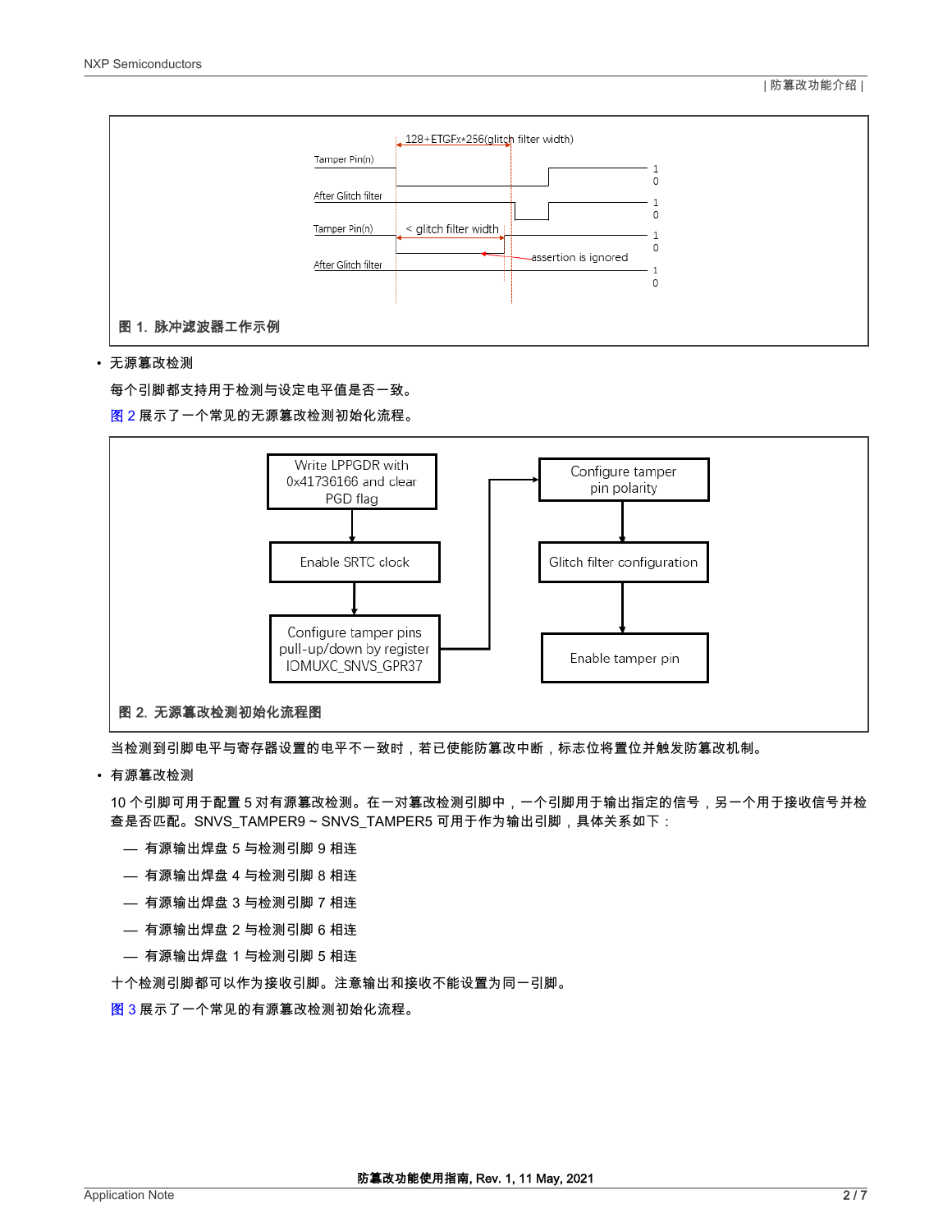图 1. 脉冲滤波器工作示例

- 无源篡改检测

  每个引脚都支持用于检测与设定电平值是否一致。

  图 2 展示了一个常见的无源篡改检测初始化流程。

图 2. 无源篡改检测初始化流程图

当检测到引脚电平与寄存器设置的电平不一致时，若已使能防篡改中断，标志位将置位并触发防篡改机制。

- 有源篡改检测

  10 个引脚可用于配置 5 对有源篡改检测。在一对篡改检测引脚中，一个引脚用于输出指定的信号，另一个用于接收信号并检查是否匹配。SNVS_TAMPER9 ~ SNVS_TAMPER5 可用于作为输出引脚，具体关系如下：

  — 有源输出焊盘 5 与检测引脚 9 相连

  — 有源输出焊盘 4 与检测引脚 8 相连

  — 有源输出焊盘 3 与检测引脚 7 相连

  — 有源输出焊盘 2 与检测引脚 6 相连

  — 有源输出焊盘 1 与检测引脚 5 相连

  十个检测引脚都可以作为接收引脚。注意输出和接收不能设置为同一引脚。

  图 3 展示了一个常见的有源篡改检测初始化流程。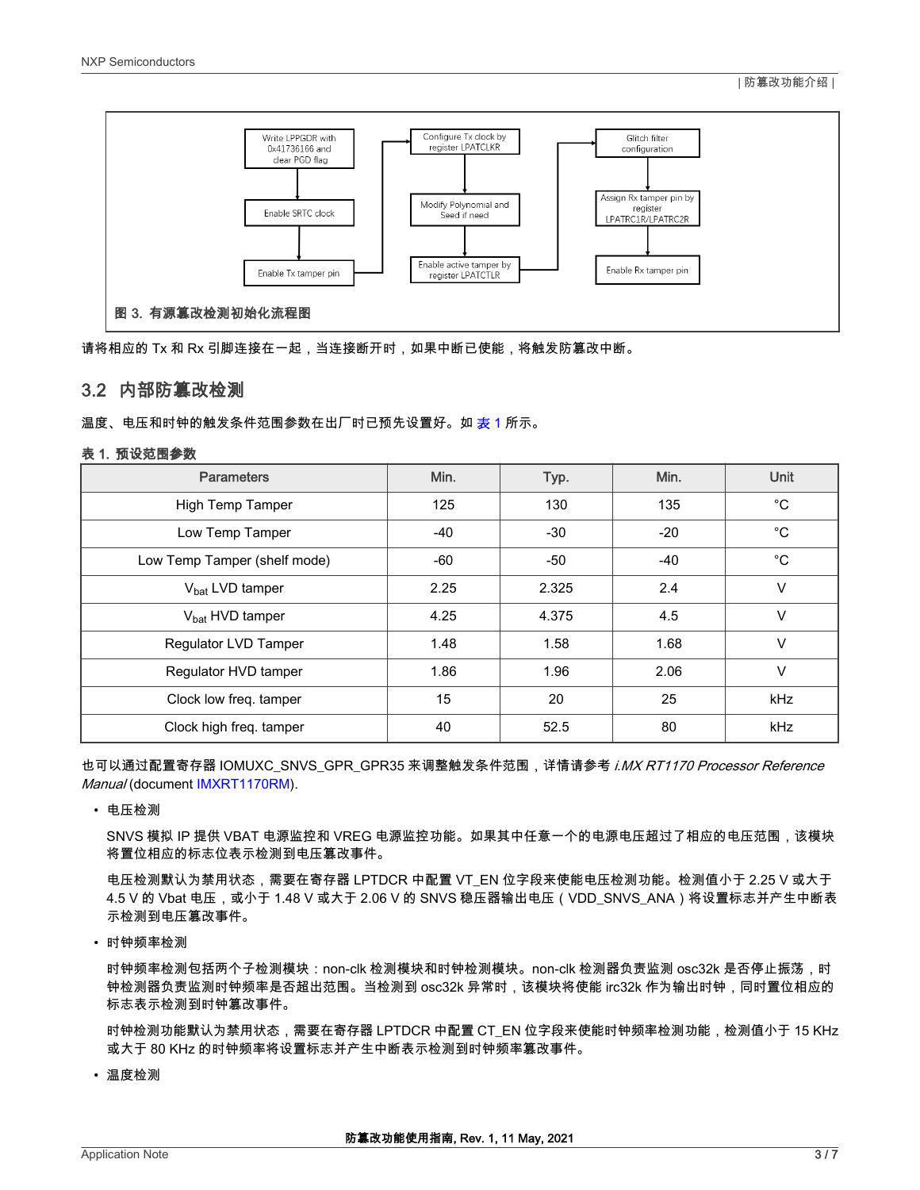Write LPPGDR with 0x41736166 and clear PGD flag → Enable SRTC clock → Enable Tx tamper pin → Configure Tx clock by register LPATCLKR → Modify Polynomial and Seed if need → Enable active tamper by register LPATCTLR → Glitch filter configuration → Assign Rx tamper pin by register LPATRC1R/LPATRC2R → Enable Rx tamper pin

**图 3. 有源篡改检测初始化流程图**

请将相应的 Tx 和 Rx 引脚连接在一起，当连接断开时，如果中断已使能，将触发防篡改中断。

## 3.2 内部防篡改检测

温度、电压和时钟的触发条件范围参数在出厂时已预先设置好。如 表 1 所示。

**表 1. 预设范围参数**

| Parameters | Min. | Typ. | Min. | Unit |
|---|---|---|---|---|
| High Temp Tamper | 125 | 130 | 135 | °C |
| Low Temp Tamper | -40 | -30 | -20 | °C |
| Low Temp Tamper (shelf mode) | -60 | -50 | -40 | °C |
| $V_{bat}$ LVD tamper | 2.25 | 2.325 | 2.4 | V |
| $V_{bat}$ HVD tamper | 4.25 | 4.375 | 4.5 | V |
| Regulator LVD Tamper | 1.48 | 1.58 | 1.68 | V |
| Regulator HVD tamper | 1.86 | 1.96 | 2.06 | V |
| Clock low freq. tamper | 15 | 20 | 25 | kHz |
| Clock high freq. tamper | 40 | 52.5 | 80 | kHz |

也可以通过配置寄存器 IOMUXC_SNVS_GPR_GPR35 来调整触发条件范围，详情请参考 *i.MX RT1170 Processor Reference Manual* (document IMXRT1170RM).

- 电压检测

  SNVS 模拟 IP 提供 VBAT 电源监控和 VREG 电源监控功能。如果其中任意一个的电源电压超过了相应的电压范围，该模块将置位相应的标志位表示检测到电压篡改事件。

  电压检测默认为禁用状态，需要在寄存器 LPTDCR 中配置 VT_EN 位字段来使能电压检测功能。检测值小于 2.25 V 或大于 4.5 V 的 Vbat 电压，或小于 1.48 V 或大于 2.06 V 的 SNVS 稳压器输出电压（VDD_SNVS_ANA）将设置标志并产生中断表示检测到电压篡改事件。

- 时钟频率检测

  时钟频率检测包括两个子检测模块：non-clk 检测模块和时钟检测模块。non-clk 检测器负责监测 osc32k 是否停止振荡，时钟检测器负责监测时钟频率是否超出范围。当检测到 osc32k 异常时，该模块将使能 irc32k 作为输出时钟，同时置位相应的标志表示检测到时钟篡改事件。

  时钟检测功能默认为禁用状态，需要在寄存器 LPTDCR 中配置 CT_EN 位字段来使能时钟频率检测功能，检测值小于 15 KHz 或大于 80 KHz 的时钟频率将设置标志并产生中断表示检测到时钟频率篡改事件。

- 温度检测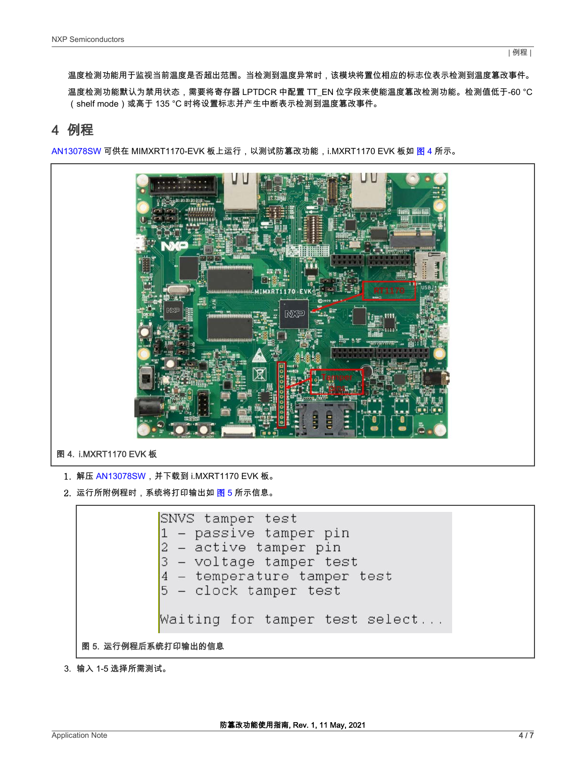温度检测功能用于监视当前温度是否超出范围。当检测到温度异常时，该模块将置位相应的标志位表示检测到温度篡改事件。

温度检测功能默认为禁用状态，需要将寄存器 LPTDCR 中配置 TT_EN 位字段来使能温度篡改检测功能。检测值低于-60 °C（shelf mode）或高于 135 °C 时将设置标志并产生中断表示检测到温度篡改事件。

## 4 例程

AN13078SW 可供在 MIMXRT1170-EVK 板上运行，以测试防篡改功能，i.MXRT1170 EVK 板如 图 4 所示。

图 4. i.MXRT1170 EVK 板

1. 解压 AN13078SW，并下载到 i.MXRT1170 EVK 板。
2. 运行所附例程时，系统将打印输出如 图 5 所示信息。

```
SNVS tamper test
1 - passive tamper pin
2 - active tamper pin
3 - voltage tamper test
4 - temperature tamper test
5 - clock tamper test

Waiting for tamper test select...
```

图 5. 运行例程后系统打印输出的信息

3. 输入 1-5 选择所需测试。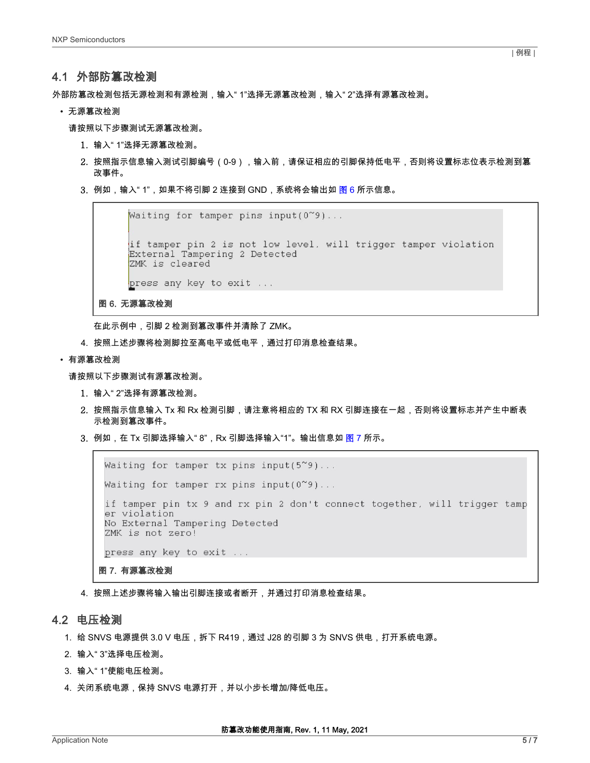## 4.1 外部防篡改检测

外部防篡改检测包括无源检测和有源检测，输入“ 1”选择无源篡改检测，输入“ 2”选择有源篡改检测。

- 无源篡改检测

  请按照以下步骤测试无源篡改检测。

  1. 输入“ 1”选择无源篡改检测。
  2. 按照指示信息输入测试引脚编号（0-9），输入前，请保证相应的引脚保持低电平，否则将设置标志位表示检测到篡改事件。
  3. 例如，输入“ 1”，如果不将引脚 2 连接到 GND，系统将会输出如 图 6 所示信息。

```
Waiting for tamper pins input(0~9)...

if tamper pin 2 is not low level, will trigger tamper violation
External Tampering 2 Detected
ZMK is cleared

press any key to exit ...
```

**图 6. 无源篡改检测**

  在此示例中，引脚 2 检测到篡改事件并清除了 ZMK。

  4. 按照上述步骤将检测脚拉至高电平或低电平，通过打印消息检查结果。

- 有源篡改检测

  请按照以下步骤测试有源篡改检测。

  1. 输入“ 2”选择有源篡改检测。
  2. 按照指示信息输入 Tx 和 Rx 检测引脚，请注意将相应的 TX 和 RX 引脚连接在一起，否则将设置标志并产生中断表示检测到篡改事件。
  3. 例如，在 Tx 引脚选择输入“ 8”，Rx 引脚选择输入“1”。输出信息如 图 7 所示。

```
Waiting for tamper tx pins input(5~9)...

Waiting for tamper rx pins input(0~9)...

if tamper pin tx 9 and rx pin 2 don't connect together, will trigger tamp
er violation
No External Tampering Detected
ZMK is not zero!

press any key to exit ...
```

**图 7. 有源篡改检测**

  4. 按照上述步骤将输入输出引脚连接或者断开，并通过打印消息检查结果。

## 4.2 电压检测

1. 给 SNVS 电源提供 3.0 V 电压，拆下 R419，通过 J28 的引脚 3 为 SNVS 供电，打开系统电源。
2. 输入“ 3”选择电压检测。
3. 输入“ 1”使能电压检测。
4. 关闭系统电源，保持 SNVS 电源打开，并以小步长增加/降低电压。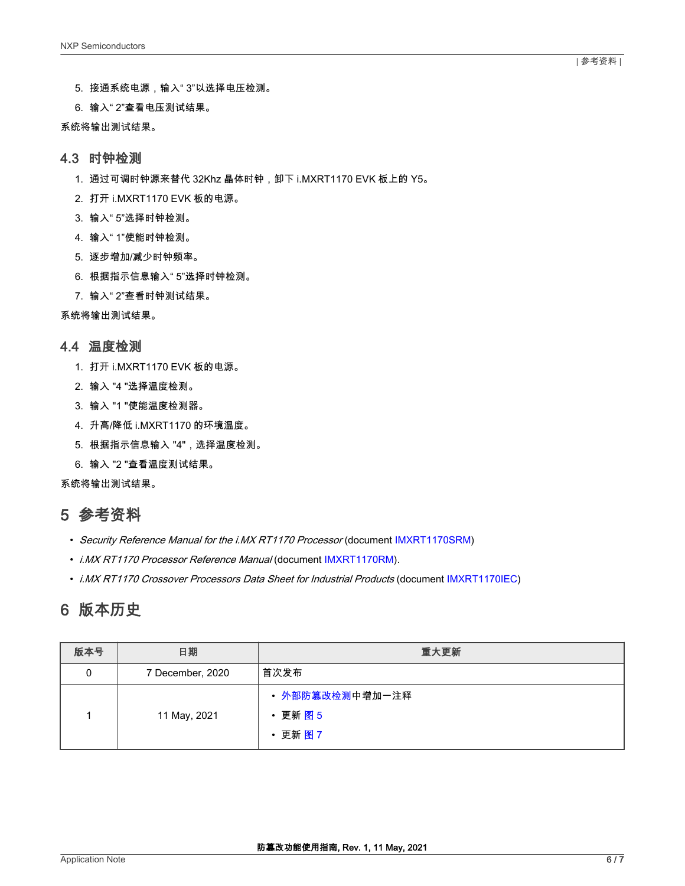5. 接通系统电源，输入“ 3”以选择电压检测。
6. 输入“ 2”查看电压测试结果。

系统将输出测试结果。

## 4.3 时钟检测

1. 通过可调时钟源来替代 32Khz 晶体时钟，卸下 i.MXRT1170 EVK 板上的 Y5。
2. 打开 i.MXRT1170 EVK 板的电源。
3. 输入“ 5”选择时钟检测。
4. 输入“ 1”使能时钟检测。
5. 逐步增加/减少时钟频率。
6. 根据指示信息输入“ 5”选择时钟检测。
7. 输入“ 2”查看时钟测试结果。

系统将输出测试结果。

## 4.4 温度检测

1. 打开 i.MXRT1170 EVK 板的电源。
2. 输入 "4 "选择温度检测。
3. 输入 "1 "使能温度检测器。
4. 升高/降低 i.MXRT1170 的环境温度。
5. 根据指示信息输入 "4"，选择温度检测。
6. 输入 "2 "查看温度测试结果。

系统将输出测试结果。

# 5 参考资料

- *Security Reference Manual for the i.MX RT1170 Processor* (document IMXRT1170SRM)
- *i.MX RT1170 Processor Reference Manual* (document IMXRT1170RM).
- *i.MX RT1170 Crossover Processors Data Sheet for Industrial Products* (document IMXRT1170IEC)

# 6 版本历史

| 版本号 | 日期 | 重大更新 |
|---|---|---|
| 0 | 7 December, 2020 | 首次发布 |
| 1 | 11 May, 2021 | • 外部防篡改检测中增加一注释<br>• 更新 图 5<br>• 更新 图 7 |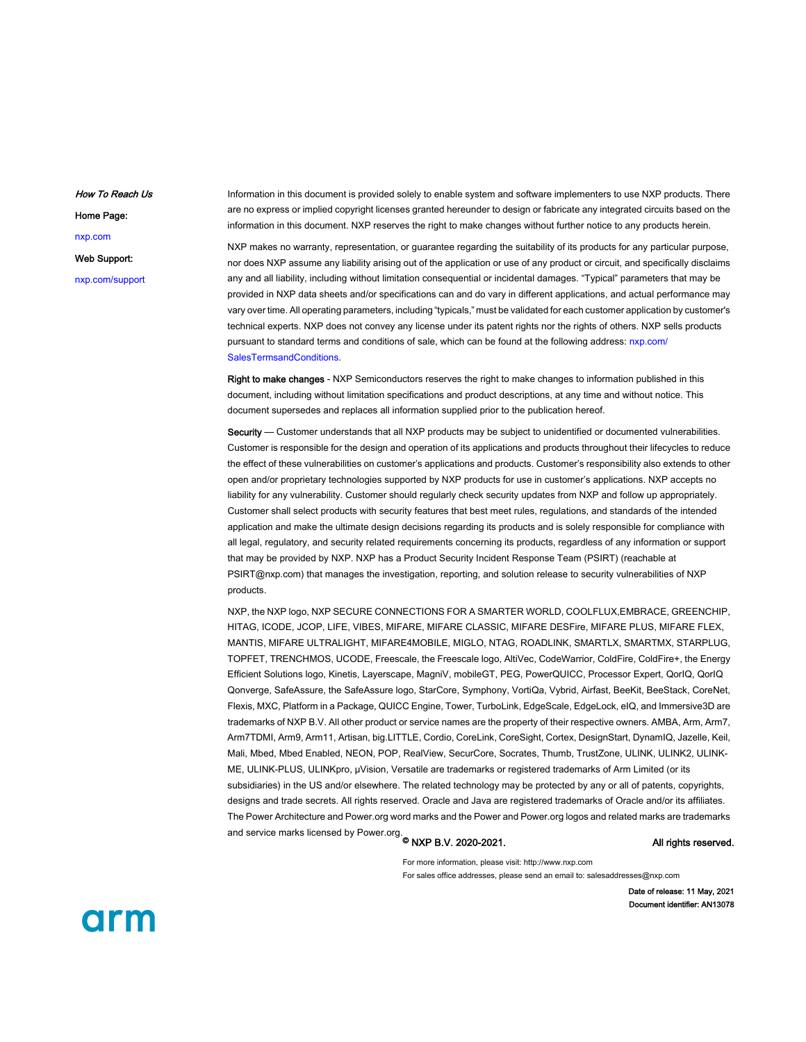*How To Reach Us*

**Home Page:**

nxp.com

**Web Support:**

nxp.com/support

Information in this document is provided solely to enable system and software implementers to use NXP products. There are no express or implied copyright licenses granted hereunder to design or fabricate any integrated circuits based on the information in this document. NXP reserves the right to make changes without further notice to any products herein.

NXP makes no warranty, representation, or guarantee regarding the suitability of its products for any particular purpose, nor does NXP assume any liability arising out of the application or use of any product or circuit, and specifically disclaims any and all liability, including without limitation consequential or incidental damages. “Typical” parameters that may be provided in NXP data sheets and/or specifications can and do vary in different applications, and actual performance may vary over time. All operating parameters, including “typicals,” must be validated for each customer application by customer's technical experts. NXP does not convey any license under its patent rights nor the rights of others. NXP sells products pursuant to standard terms and conditions of sale, which can be found at the following address: nxp.com/SalesTermsandConditions.

**Right to make changes** - NXP Semiconductors reserves the right to make changes to information published in this document, including without limitation specifications and product descriptions, at any time and without notice. This document supersedes and replaces all information supplied prior to the publication hereof.

**Security** — Customer understands that all NXP products may be subject to unidentified or documented vulnerabilities. Customer is responsible for the design and operation of its applications and products throughout their lifecycles to reduce the effect of these vulnerabilities on customer’s applications and products. Customer’s responsibility also extends to other open and/or proprietary technologies supported by NXP products for use in customer’s applications. NXP accepts no liability for any vulnerability. Customer should regularly check security updates from NXP and follow up appropriately. Customer shall select products with security features that best meet rules, regulations, and standards of the intended application and make the ultimate design decisions regarding its products and is solely responsible for compliance with all legal, regulatory, and security related requirements concerning its products, regardless of any information or support that may be provided by NXP. NXP has a Product Security Incident Response Team (PSIRT) (reachable at PSIRT@nxp.com) that manages the investigation, reporting, and solution release to security vulnerabilities of NXP products.

NXP, the NXP logo, NXP SECURE CONNECTIONS FOR A SMARTER WORLD, COOLFLUX,EMBRACE, GREENCHIP, HITAG, ICODE, JCOP, LIFE, VIBES, MIFARE, MIFARE CLASSIC, MIFARE DESFire, MIFARE PLUS, MIFARE FLEX, MANTIS, MIFARE ULTRALIGHT, MIFARE4MOBILE, MIGLO, NTAG, ROADLINK, SMARTLX, SMARTMX, STARPLUG, TOPFET, TRENCHMOS, UCODE, Freescale, the Freescale logo, AltiVec, CodeWarrior, ColdFire, ColdFire+, the Energy Efficient Solutions logo, Kinetis, Layerscape, MagniV, mobileGT, PEG, PowerQUICC, Processor Expert, QorIQ, QorIQ Qonverge, SafeAssure, the SafeAssure logo, StarCore, Symphony, VortiQa, Vybrid, Airfast, BeeKit, BeeStack, CoreNet, Flexis, MXC, Platform in a Package, QUICC Engine, Tower, TurboLink, EdgeScale, EdgeLock, eIQ, and Immersive3D are trademarks of NXP B.V. All other product or service names are the property of their respective owners. AMBA, Arm, Arm7, Arm7TDMI, Arm9, Arm11, Artisan, big.LITTLE, Cordio, CoreLink, CoreSight, Cortex, DesignStart, DynamIQ, Jazelle, Keil, Mali, Mbed, Mbed Enabled, NEON, POP, RealView, SecurCore, Socrates, Thumb, TrustZone, ULINK, ULINK2, ULINK-ME, ULINK-PLUS, ULINKpro, µVision, Versatile are trademarks or registered trademarks of Arm Limited (or its subsidiaries) in the US and/or elsewhere. The related technology may be protected by any or all of patents, copyrights, designs and trade secrets. All rights reserved. Oracle and Java are registered trademarks of Oracle and/or its affiliates. The Power Architecture and Power.org word marks and the Power and Power.org logos and related marks are trademarks and service marks licensed by Power.org.

**© NXP B.V. 2020-2021. All rights reserved.**

For more information, please visit: http://www.nxp.com

For sales office addresses, please send an email to: salesaddresses@nxp.com

**Date of release: 11 May, 2021**

**Document identifier: AN13078**

arm